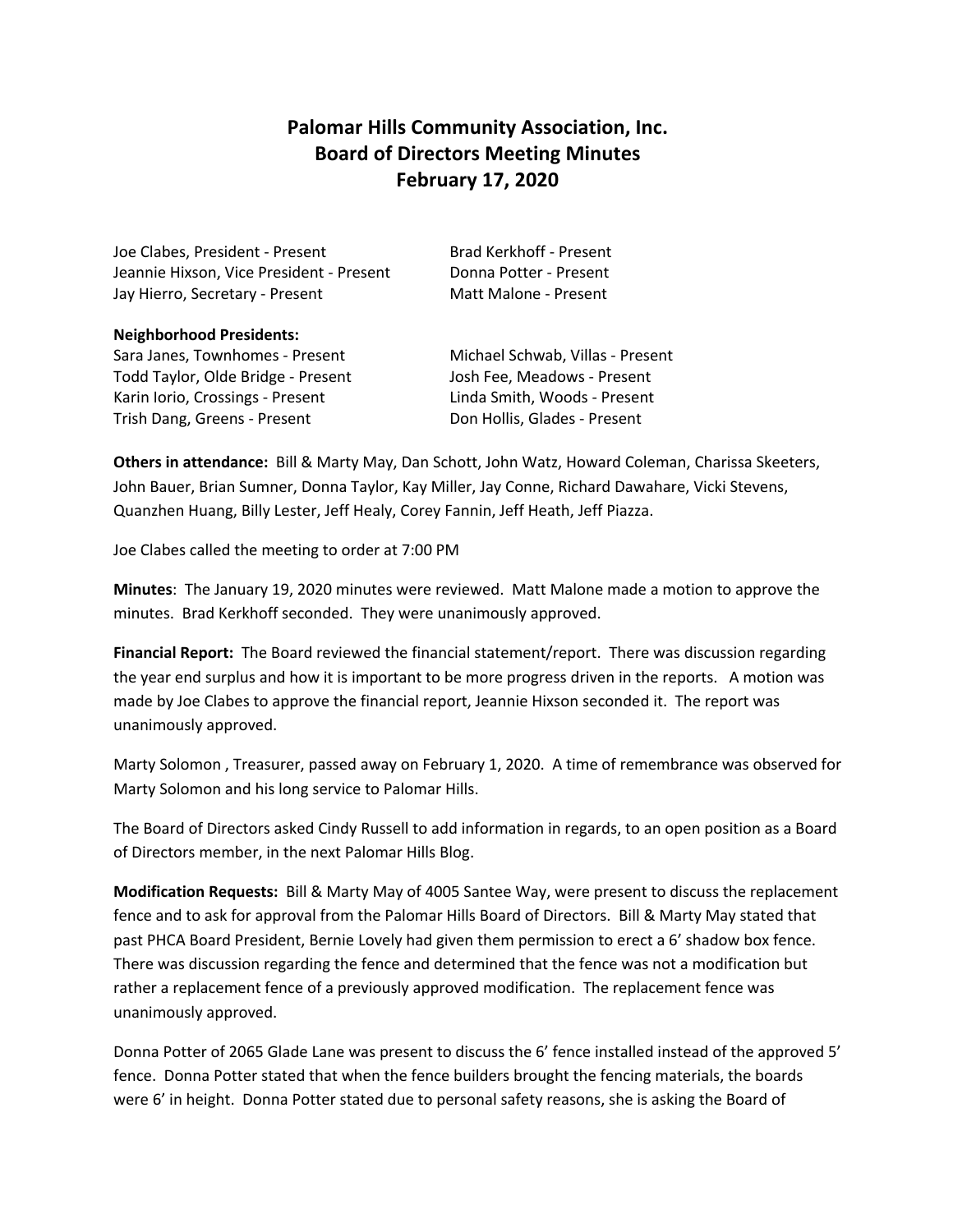# Palomar Hills Community Association, Inc.
# Board of Directors Meeting Minutes
# February 17, 2020

Joe Clabes, President - Present
Jeannie Hixson, Vice President - Present
Jay Hierro, Secretary - Present
Brad Kerkhoff - Present
Donna Potter - Present
Matt Malone - Present

**Neighborhood Presidents:**

Sara Janes, Townhomes - Present
Todd Taylor, Olde Bridge - Present
Karin Iorio, Crossings - Present
Trish Dang, Greens - Present
Michael Schwab, Villas - Present
Josh Fee, Meadows - Present
Linda Smith, Woods - Present
Don Hollis, Glades - Present

**Others in attendance:** Bill & Marty May, Dan Schott, John Watz, Howard Coleman, Charissa Skeeters, John Bauer, Brian Sumner, Donna Taylor, Kay Miller, Jay Conne, Richard Dawahare, Vicki Stevens, Quanzhen Huang, Billy Lester, Jeff Healy, Corey Fannin, Jeff Heath, Jeff Piazza.

Joe Clabes called the meeting to order at 7:00 PM

**Minutes**: The January 19, 2020 minutes were reviewed. Matt Malone made a motion to approve the minutes. Brad Kerkhoff seconded. They were unanimously approved.

**Financial Report:** The Board reviewed the financial statement/report. There was discussion regarding the year end surplus and how it is important to be more progress driven in the reports. A motion was made by Joe Clabes to approve the financial report, Jeannie Hixson seconded it. The report was unanimously approved.

Marty Solomon , Treasurer, passed away on February 1, 2020. A time of remembrance was observed for Marty Solomon and his long service to Palomar Hills.

The Board of Directors asked Cindy Russell to add information in regards, to an open position as a Board of Directors member, in the next Palomar Hills Blog.

**Modification Requests:** Bill & Marty May of 4005 Santee Way, were present to discuss the replacement fence and to ask for approval from the Palomar Hills Board of Directors. Bill & Marty May stated that past PHCA Board President, Bernie Lovely had given them permission to erect a 6' shadow box fence. There was discussion regarding the fence and determined that the fence was not a modification but rather a replacement fence of a previously approved modification. The replacement fence was unanimously approved.

Donna Potter of 2065 Glade Lane was present to discuss the 6' fence installed instead of the approved 5' fence. Donna Potter stated that when the fence builders brought the fencing materials, the boards were 6' in height. Donna Potter stated due to personal safety reasons, she is asking the Board of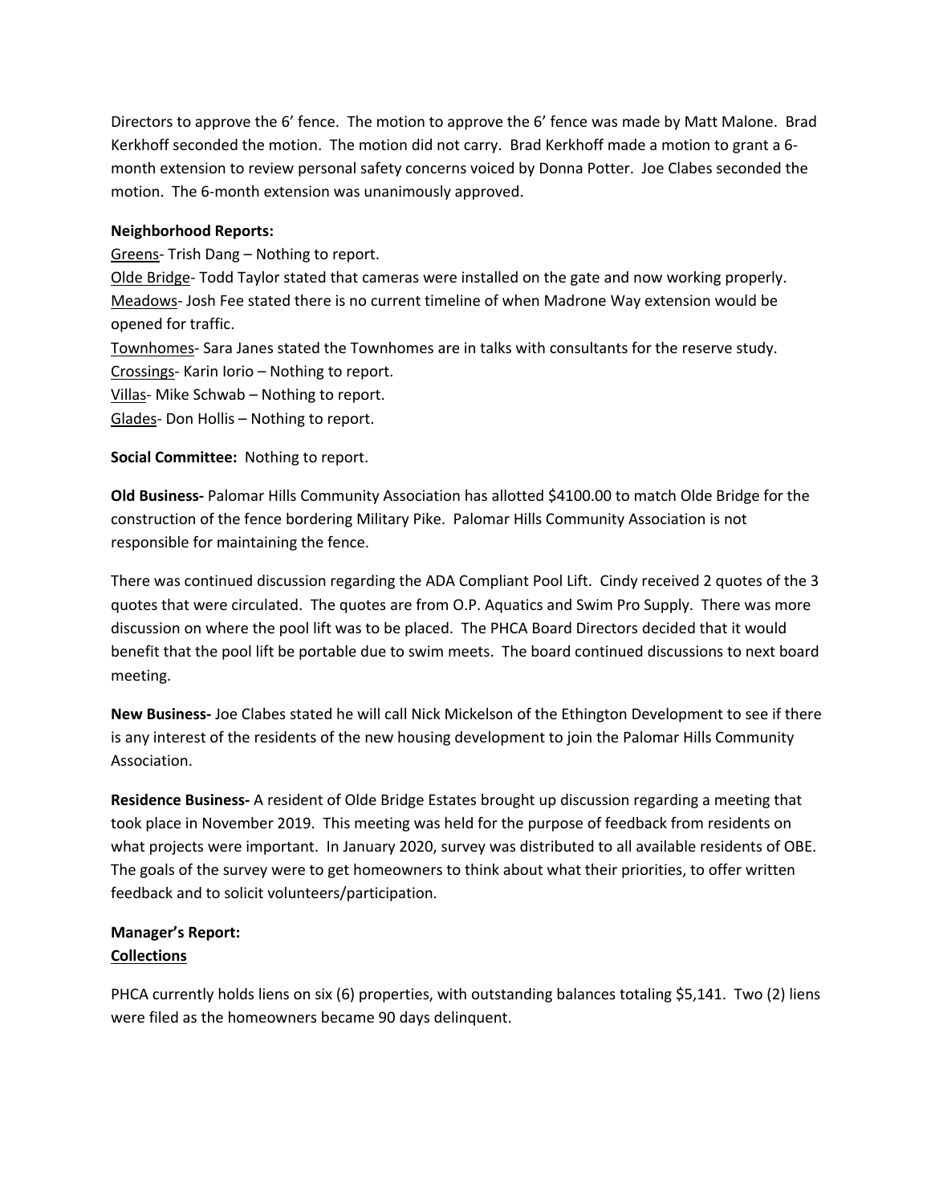Directors to approve the 6' fence. The motion to approve the 6' fence was made by Matt Malone. Brad Kerkhoff seconded the motion. The motion did not carry. Brad Kerkhoff made a motion to grant a 6-month extension to review personal safety concerns voiced by Donna Potter. Joe Clabes seconded the motion. The 6-month extension was unanimously approved.

**Neighborhood Reports:**

Greens- Trish Dang – Nothing to report.
Olde Bridge- Todd Taylor stated that cameras were installed on the gate and now working properly.
Meadows- Josh Fee stated there is no current timeline of when Madrone Way extension would be opened for traffic.
Townhomes- Sara Janes stated the Townhomes are in talks with consultants for the reserve study.
Crossings- Karin Iorio – Nothing to report.
Villas- Mike Schwab – Nothing to report.
Glades- Don Hollis – Nothing to report.

**Social Committee:** Nothing to report.

**Old Business-** Palomar Hills Community Association has allotted $4100.00 to match Olde Bridge for the construction of the fence bordering Military Pike. Palomar Hills Community Association is not responsible for maintaining the fence.

There was continued discussion regarding the ADA Compliant Pool Lift. Cindy received 2 quotes of the 3 quotes that were circulated. The quotes are from O.P. Aquatics and Swim Pro Supply. There was more discussion on where the pool lift was to be placed. The PHCA Board Directors decided that it would benefit that the pool lift be portable due to swim meets. The board continued discussions to next board meeting.

**New Business-** Joe Clabes stated he will call Nick Mickelson of the Ethington Development to see if there is any interest of the residents of the new housing development to join the Palomar Hills Community Association.

**Residence Business-** A resident of Olde Bridge Estates brought up discussion regarding a meeting that took place in November 2019. This meeting was held for the purpose of feedback from residents on what projects were important. In January 2020, survey was distributed to all available residents of OBE. The goals of the survey were to get homeowners to think about what their priorities, to offer written feedback and to solicit volunteers/participation.

**Manager's Report:**
**Collections**

PHCA currently holds liens on six (6) properties, with outstanding balances totaling $5,141. Two (2) liens were filed as the homeowners became 90 days delinquent.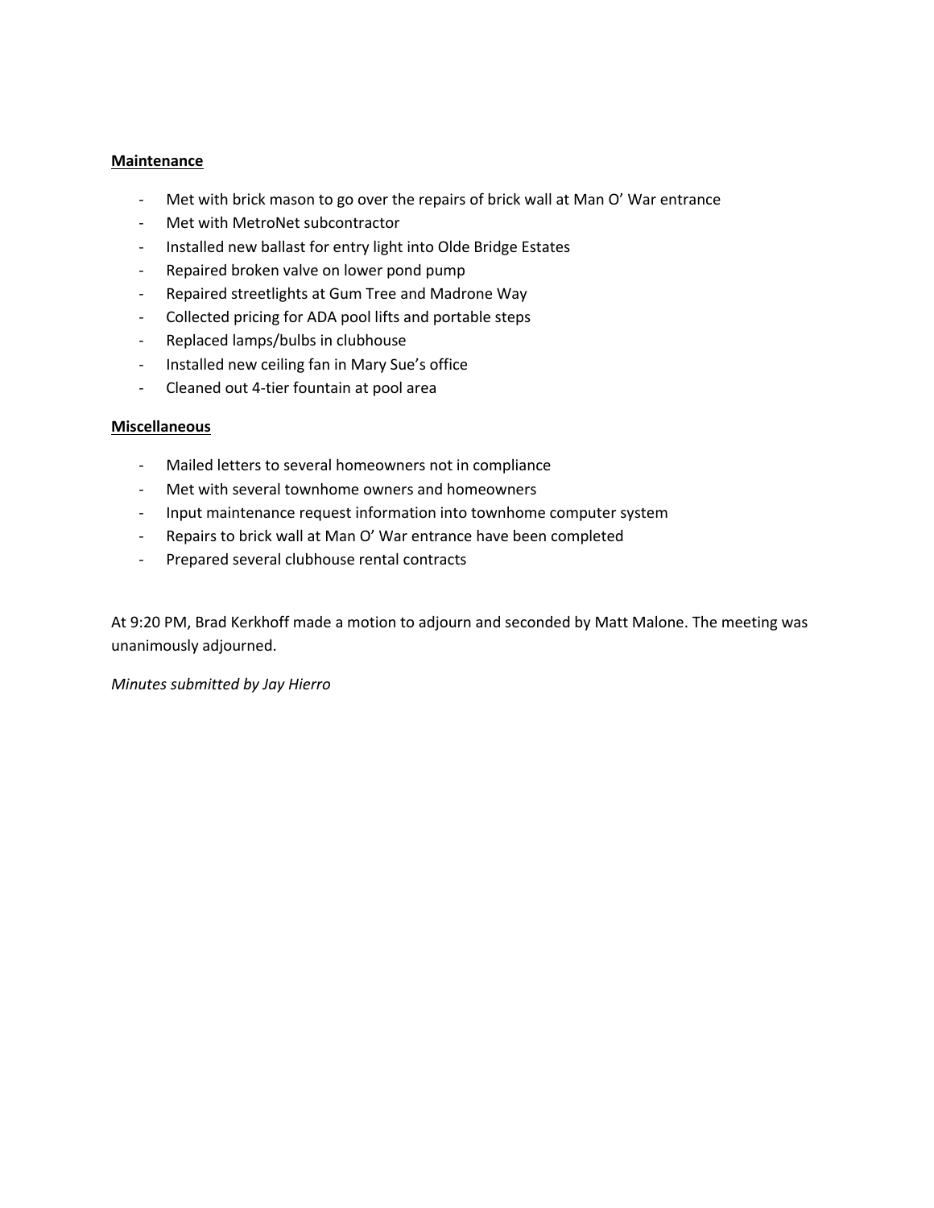**Maintenance**

- Met with brick mason to go over the repairs of brick wall at Man O' War entrance
- Met with MetroNet subcontractor
- Installed new ballast for entry light into Olde Bridge Estates
- Repaired broken valve on lower pond pump
- Repaired streetlights at Gum Tree and Madrone Way
- Collected pricing for ADA pool lifts and portable steps
- Replaced lamps/bulbs in clubhouse
- Installed new ceiling fan in Mary Sue's office
- Cleaned out 4-tier fountain at pool area

**Miscellaneous**

- Mailed letters to several homeowners not in compliance
- Met with several townhome owners and homeowners
- Input maintenance request information into townhome computer system
- Repairs to brick wall at Man O' War entrance have been completed
- Prepared several clubhouse rental contracts

At 9:20 PM, Brad Kerkhoff made a motion to adjourn and seconded by Matt Malone. The meeting was unanimously adjourned.

*Minutes submitted by Jay Hierro*